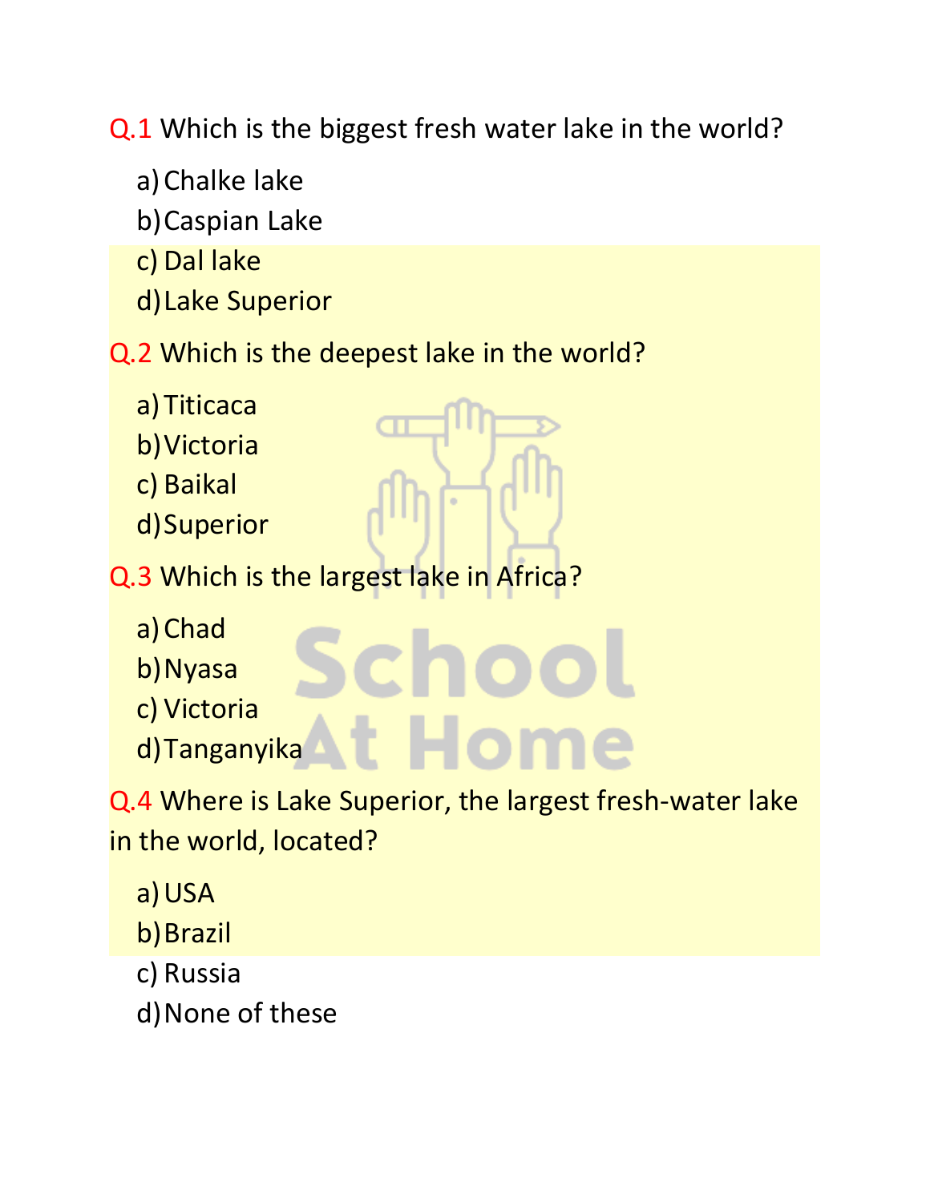**Q.1** Which is the biggest fresh water lake in the world?

a) Chalke lake
b) Caspian Lake
c) Dal lake
d) Lake Superior

**Q.2** Which is the deepest lake in the world?

a) Titicaca
b) Victoria
c) Baikal
d) Superior

**Q.3** Which is the largest lake in Africa?

a) Chad
b) Nyasa
c) Victoria
d) Tanganyika

**Q.4** Where is Lake Superior, the largest fresh-water lake in the world, located?

a) USA
b) Brazil
c) Russia
d) None of these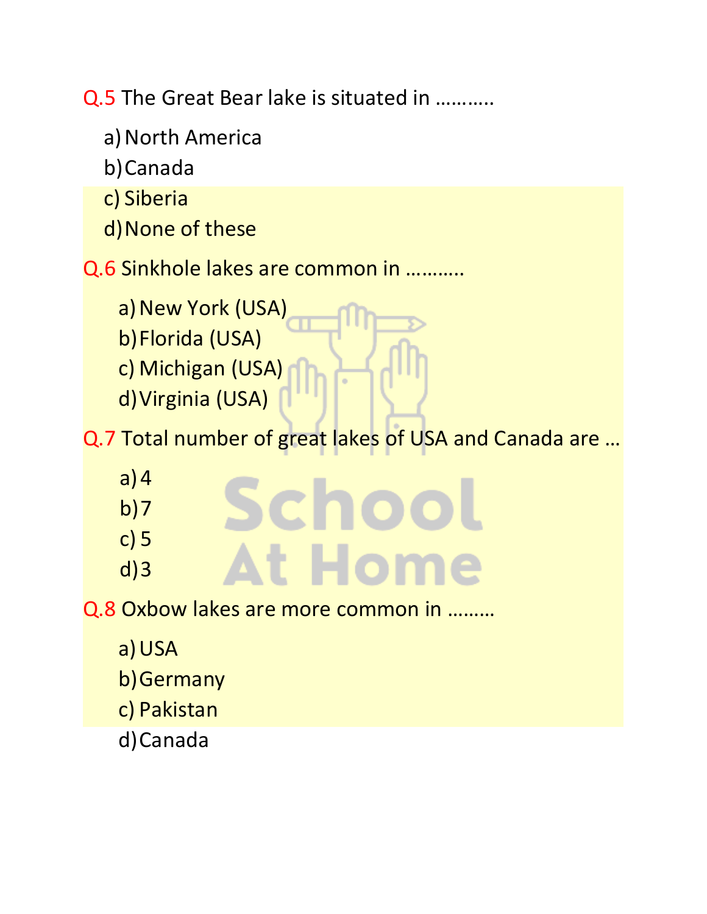Q.5 The Great Bear lake is situated in ………..

a) North America
b) Canada
c) Siberia
d) None of these

Q.6 Sinkhole lakes are common in ……….

a) New York (USA)
b) Florida (USA)
c) Michigan (USA)
d) Virginia (USA)

Q.7 Total number of great lakes of USA and Canada are …

a) 4
b) 7
c) 5
d) 3

Q.8 Oxbow lakes are more common in ………

a) USA
b) Germany
c) Pakistan
d) Canada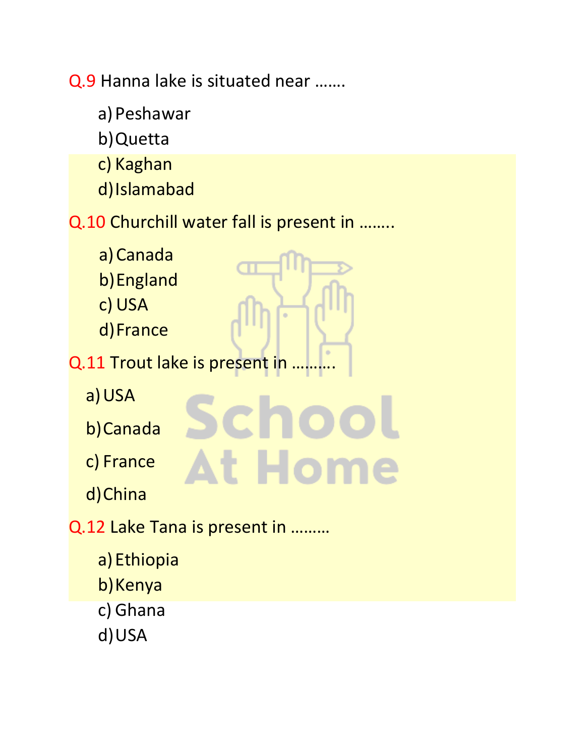Q.9 Hanna lake is situated near …….

a) Peshawar
b) Quetta
c) Kaghan
d) Islamabad

Q.10 Churchill water fall is present in ……..

a) Canada
b) England
c) USA
d) France

Q.11 Trout lake is present in ……….

a) USA
b) Canada
c) France
d) China

Q.12 Lake Tana is present in ………

a) Ethiopia
b) Kenya
c) Ghana
d) USA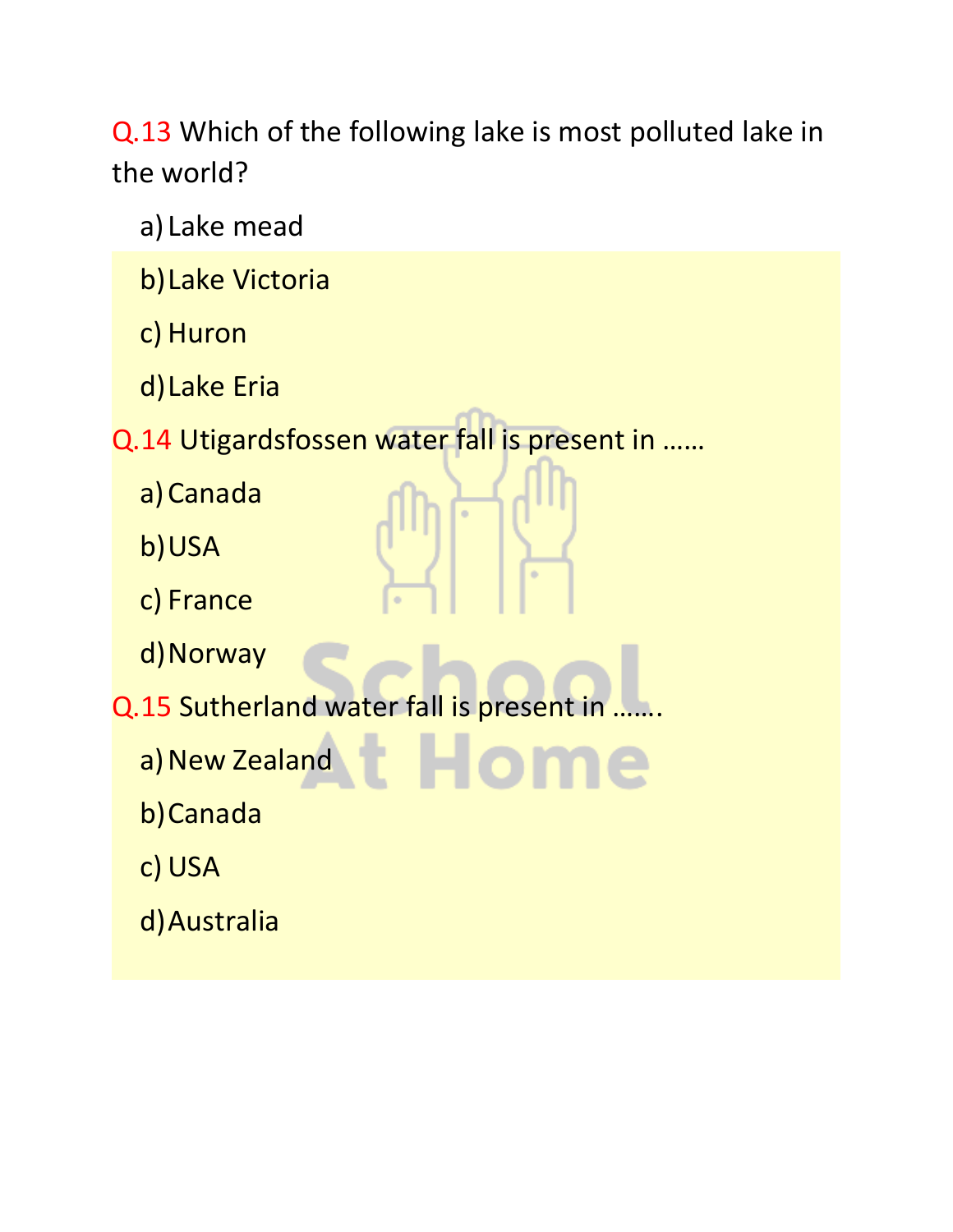Q.13 Which of the following lake is most polluted lake in the world?

a) Lake mead

b) Lake Victoria

c) Huron

d) Lake Eria

Q.14 Utigardsfossen water fall is present in ……

a) Canada

b) USA

c) France

d) Norway

Q.15 Sutherland water fall is present in …….

a) New Zealand

b) Canada

c) USA

d) Australia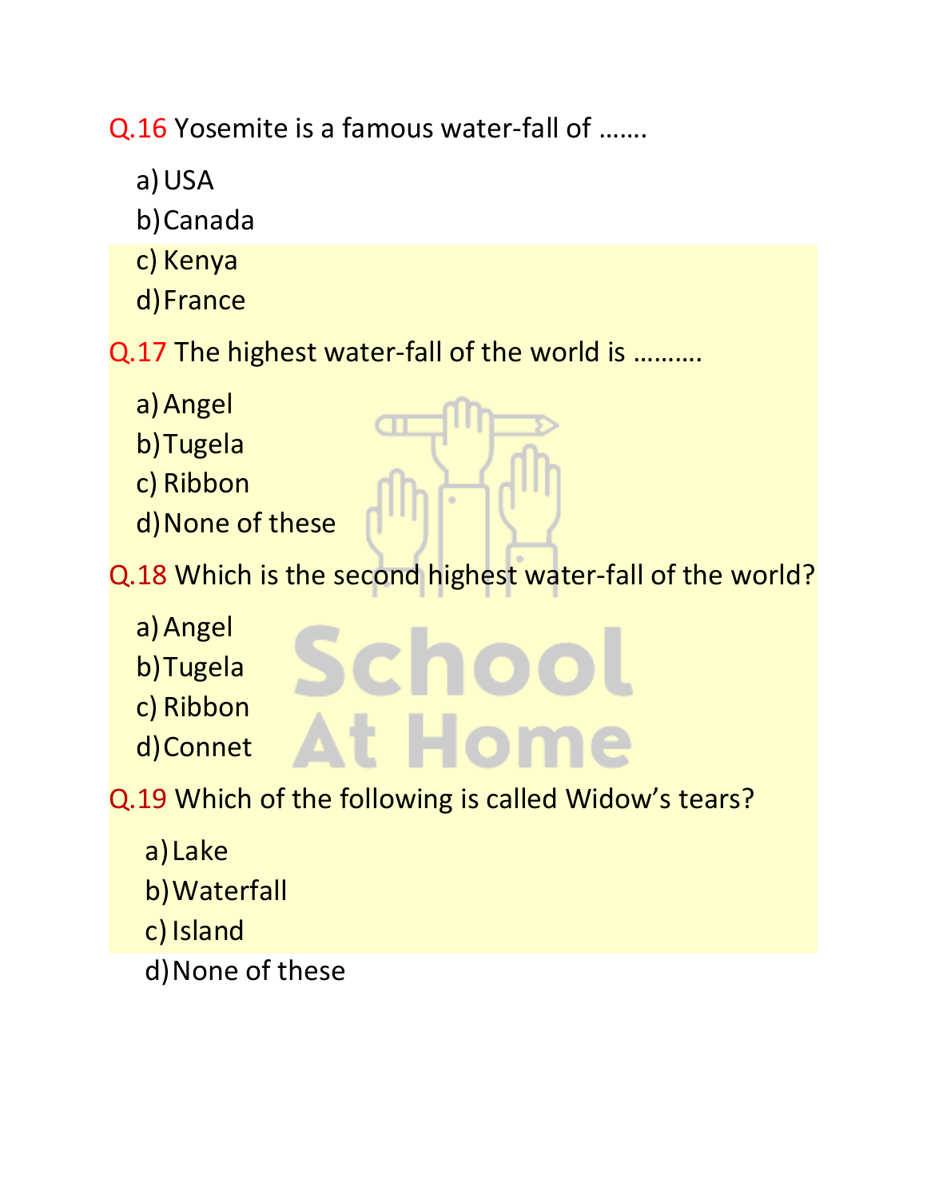Q.16 Yosemite is a famous water-fall of …….

a) USA
b) Canada
c) Kenya
d) France

Q.17 The highest water-fall of the world is ……….

a) Angel
b) Tugela
c) Ribbon
d) None of these

Q.18 Which is the second highest water-fall of the world?

a) Angel
b) Tugela
c) Ribbon
d) Connet

Q.19 Which of the following is called Widow's tears?

a) Lake
b) Waterfall
c) Island
d) None of these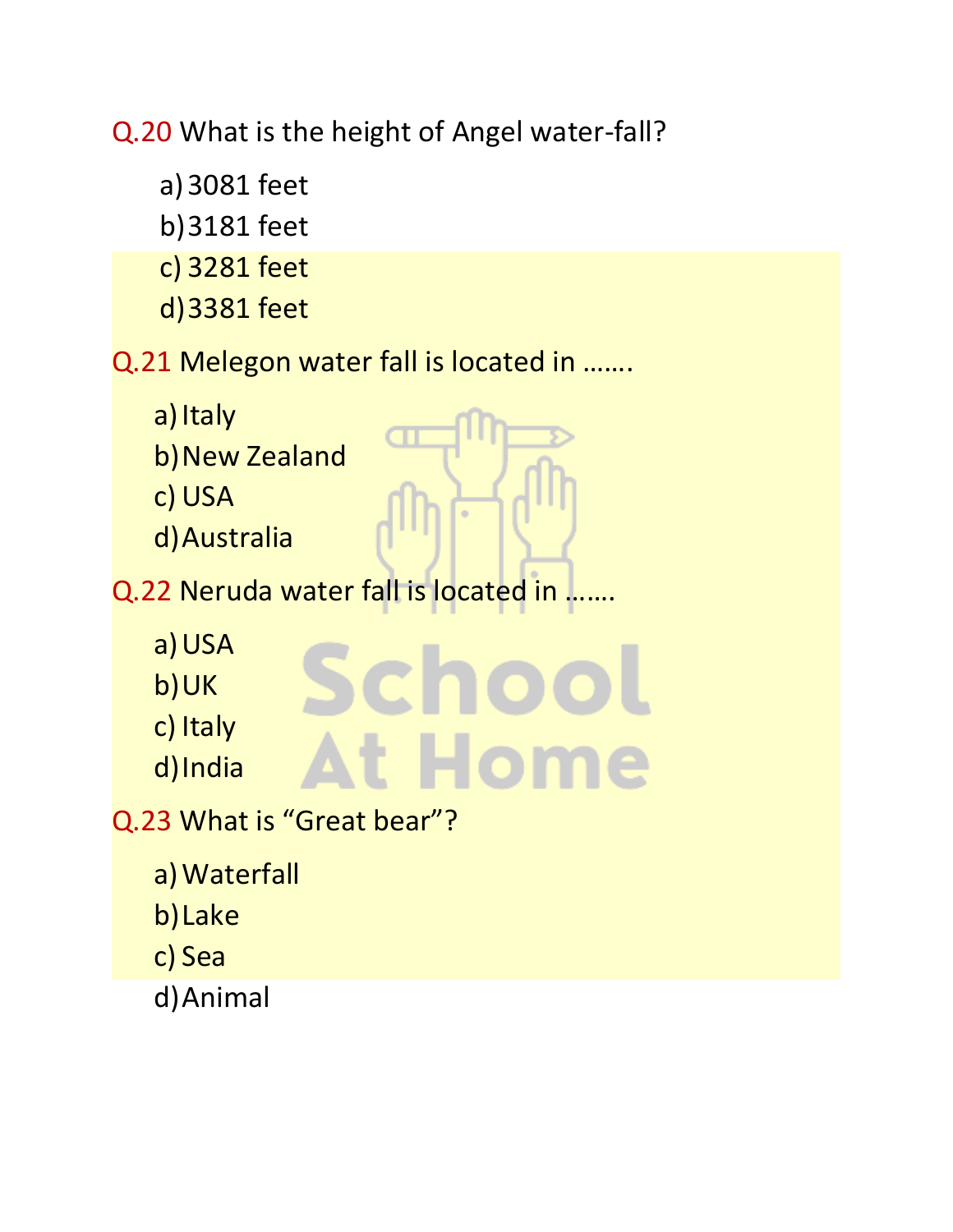Q.20 What is the height of Angel water-fall?

a) 3081 feet
b) 3181 feet
c) 3281 feet
d) 3381 feet

Q.21 Melegon water fall is located in …….

a) Italy
b) New Zealand
c) USA
d) Australia

Q.22 Neruda water fall is located in …….

a) USA
b) UK
c) Italy
d) India

Q.23 What is "Great bear"?

a) Waterfall
b) Lake
c) Sea
d) Animal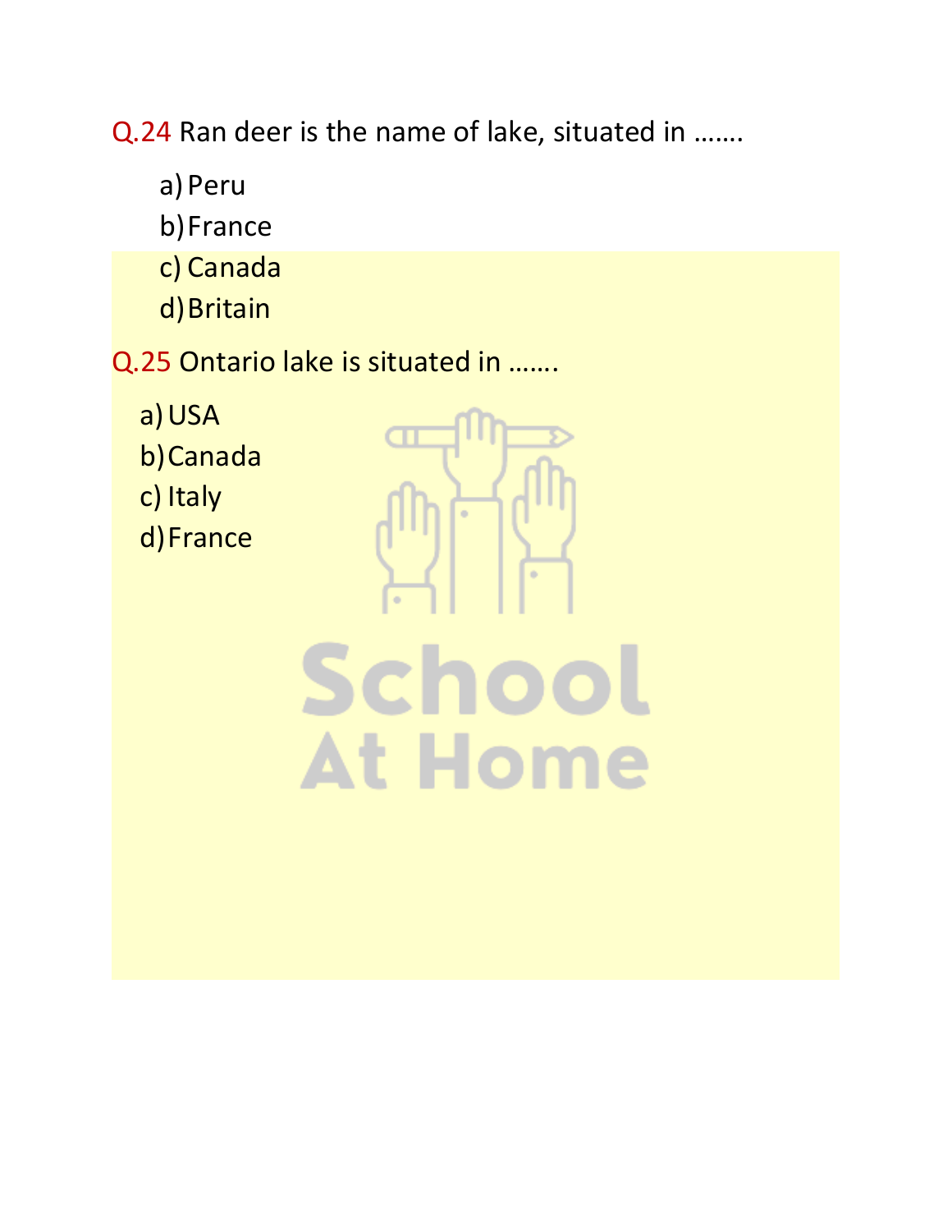Q.24 Ran deer is the name of lake, situated in …….

a) Peru
b) France
c) Canada
d) Britain

Q.25 Ontario lake is situated in …….

a) USA
b) Canada
c) Italy
d) France